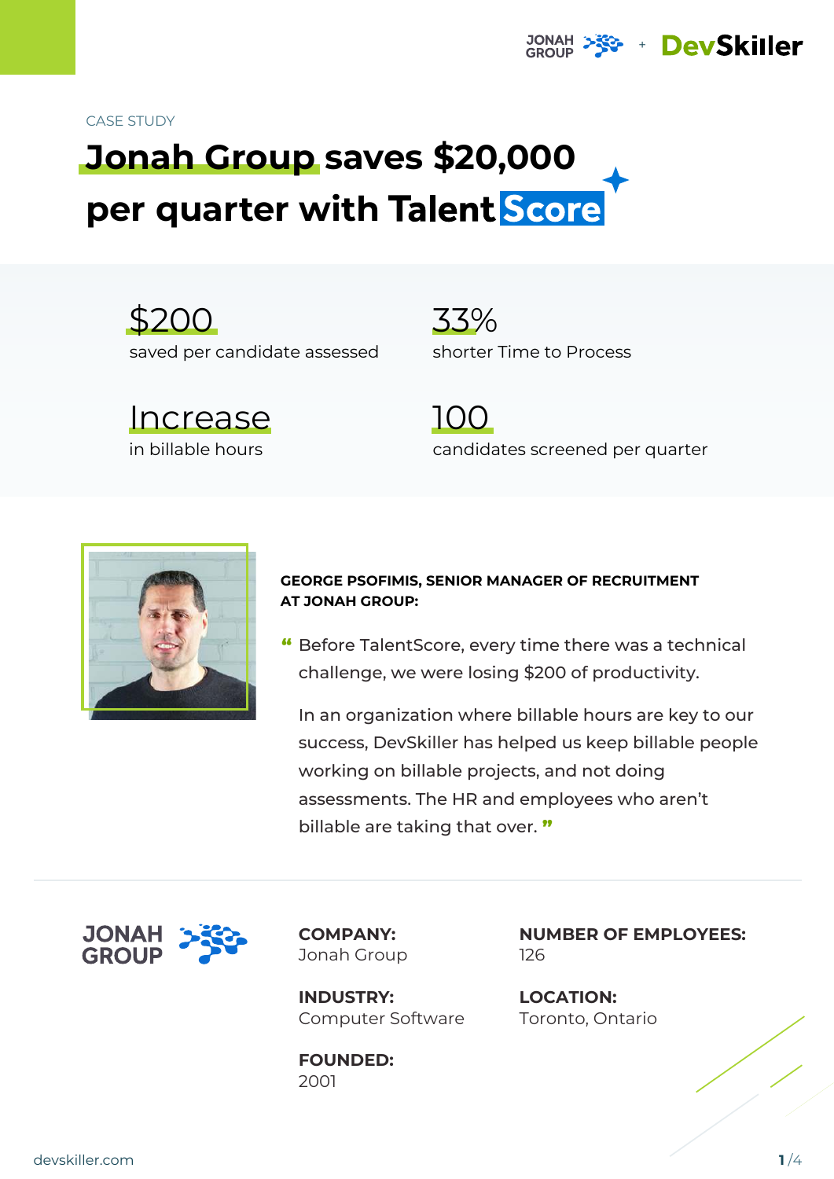CASE STUDY

# Jonah Group saves $20,000 per quarter with TalentScore

**$200**
saved per candidate assessed

**33%**
shorter Time to Process

**Increase**
in billable hours

**100**
candidates screened per quarter

**GEORGE PSOFIMIS, SENIOR MANAGER OF RECRUITMENT AT JONAH GROUP:**

> "Before TalentScore, every time there was a technical challenge, we were losing $200 of productivity.
>
> In an organization where billable hours are key to our success, DevSkiller has helped us keep billable people working on billable projects, and not doing assessments. The HR and employees who aren't billable are taking that over."

**COMPANY:**
Jonah Group

**NUMBER OF EMPLOYEES:**
126

**INDUSTRY:**
Computer Software

**LOCATION:**
Toronto, Ontario

**FOUNDED:**
2001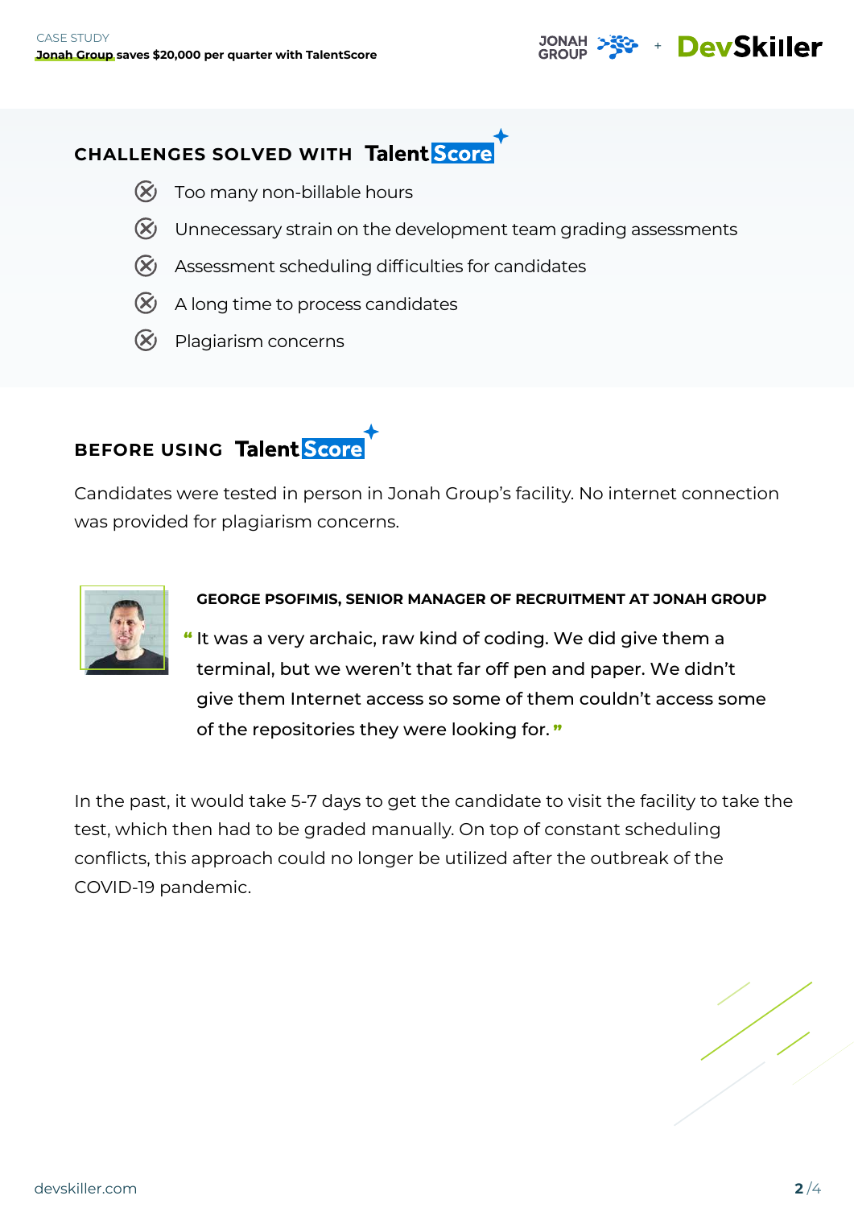## CHALLENGES SOLVED WITH TalentScore

- Too many non-billable hours
- Unnecessary strain on the development team grading assessments
- Assessment scheduling difficulties for candidates
- A long time to process candidates
- Plagiarism concerns

## BEFORE USING TalentScore

Candidates were tested in person in Jonah Group's facility. No internet connection was provided for plagiarism concerns.

**GEORGE PSOFIMIS, SENIOR MANAGER OF RECRUITMENT AT JONAH GROUP**

"It was a very archaic, raw kind of coding. We did give them a terminal, but we weren't that far off pen and paper. We didn't give them Internet access so some of them couldn't access some of the repositories they were looking for."

In the past, it would take 5-7 days to get the candidate to visit the facility to take the test, which then had to be graded manually. On top of constant scheduling conflicts, this approach could no longer be utilized after the outbreak of the COVID-19 pandemic.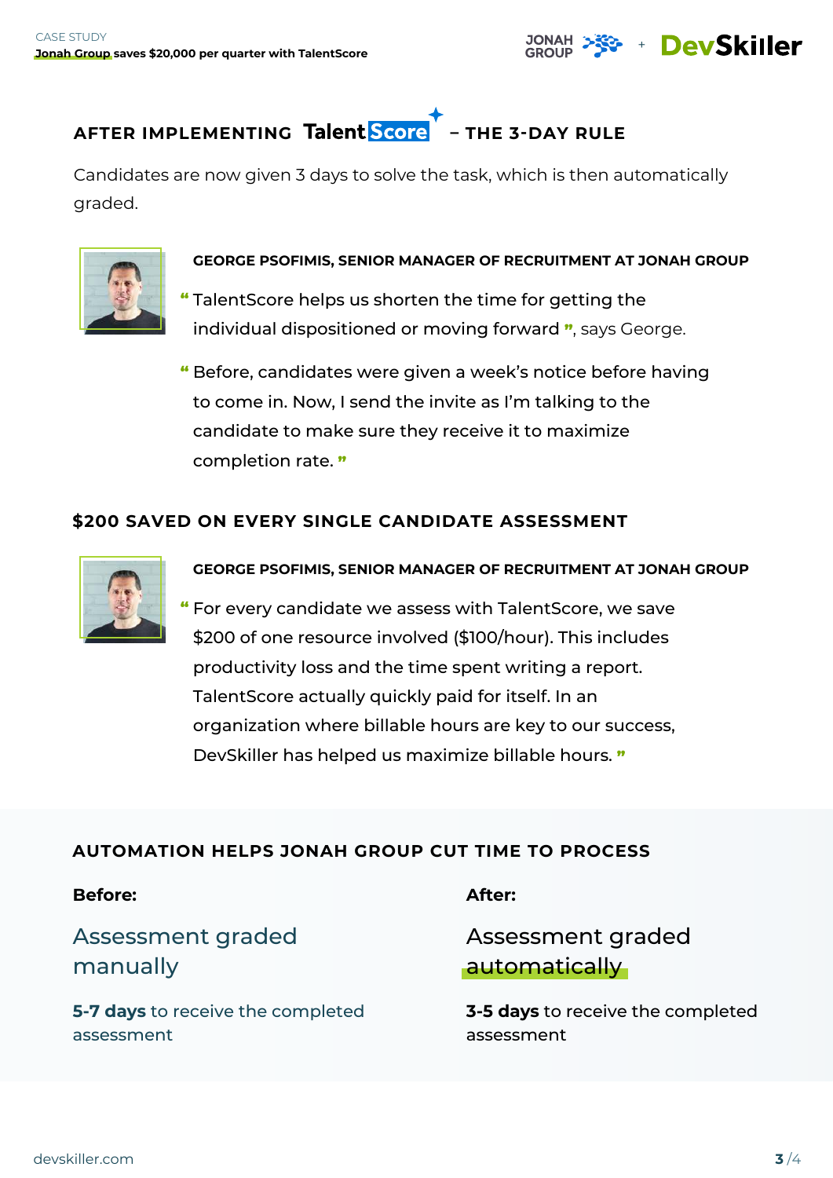## AFTER IMPLEMENTING TalentScore – THE 3-DAY RULE

Candidates are now given 3 days to solve the task, which is then automatically graded.

**GEORGE PSOFIMIS, SENIOR MANAGER OF RECRUITMENT AT JONAH GROUP**

“ TalentScore helps us shorten the time for getting the individual dispositioned or moving forward ”, says George.

“ Before, candidates were given a week's notice before having to come in. Now, I send the invite as I'm talking to the candidate to make sure they receive it to maximize completion rate. ”

## $200 SAVED ON EVERY SINGLE CANDIDATE ASSESSMENT

**GEORGE PSOFIMIS, SENIOR MANAGER OF RECRUITMENT AT JONAH GROUP**

“ For every candidate we assess with TalentScore, we save $200 of one resource involved ($100/hour). This includes productivity loss and the time spent writing a report. TalentScore actually quickly paid for itself. In an organization where billable hours are key to our success, DevSkiller has helped us maximize billable hours. ”

## AUTOMATION HELPS JONAH GROUP CUT TIME TO PROCESS

**Before:**

Assessment graded manually

**5-7 days** to receive the completed assessment

**After:**

Assessment graded automatically

**3-5 days** to receive the completed assessment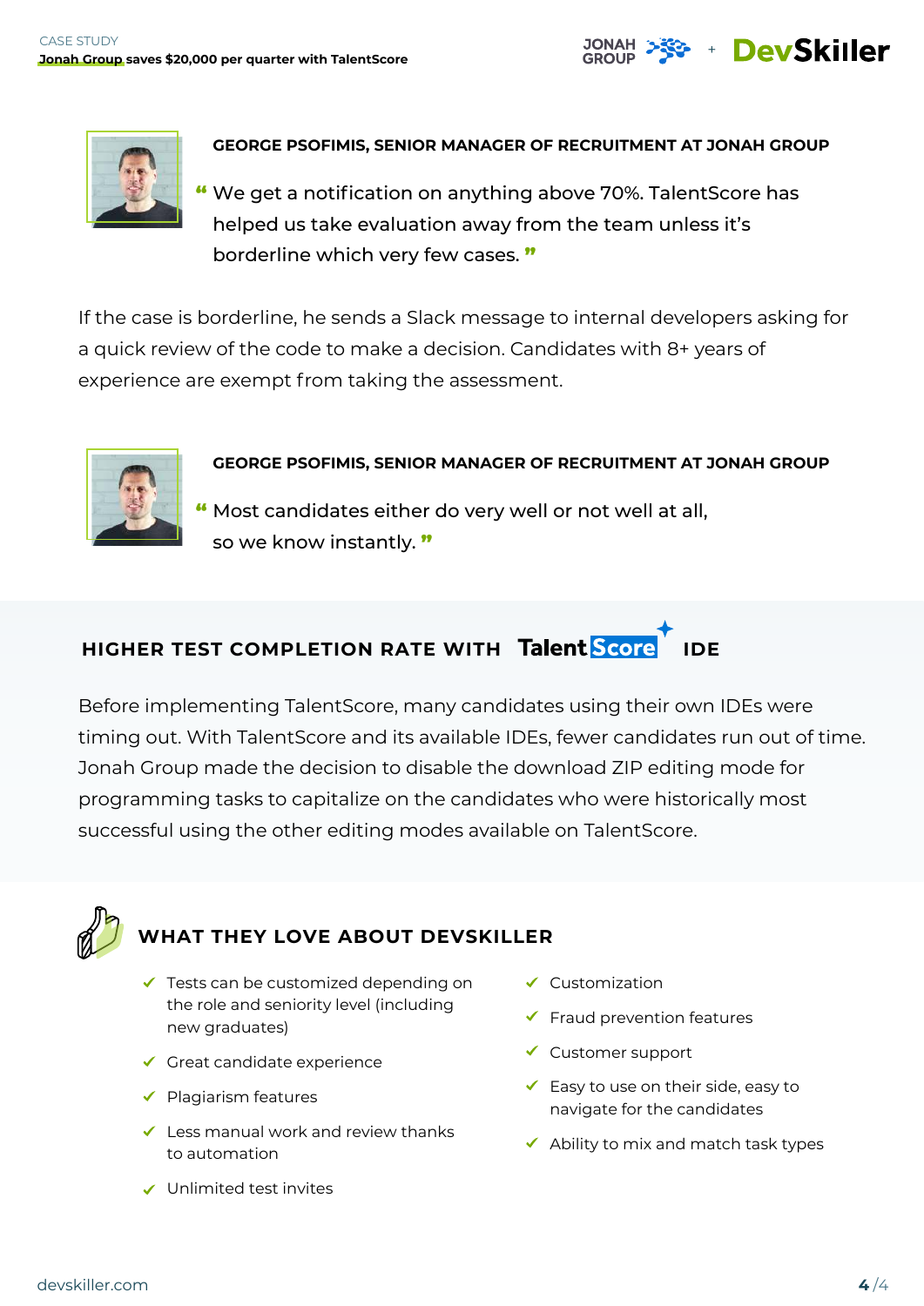**GEORGE PSOFIMIS, SENIOR MANAGER OF RECRUITMENT AT JONAH GROUP**

" We get a notification on anything above 70%. TalentScore has helped us take evaluation away from the team unless it's borderline which very few cases. "

If the case is borderline, he sends a Slack message to internal developers asking for a quick review of the code to make a decision. Candidates with 8+ years of experience are exempt from taking the assessment.

**GEORGE PSOFIMIS, SENIOR MANAGER OF RECRUITMENT AT JONAH GROUP**

" Most candidates either do very well or not well at all, so we know instantly. "

## HIGHER TEST COMPLETION RATE WITH TalentScore IDE

Before implementing TalentScore, many candidates using their own IDEs were timing out. With TalentScore and its available IDEs, fewer candidates run out of time. Jonah Group made the decision to disable the download ZIP editing mode for programming tasks to capitalize on the candidates who were historically most successful using the other editing modes available on TalentScore.

## WHAT THEY LOVE ABOUT DEVSKILLER

- Tests can be customized depending on the role and seniority level (including new graduates)
- Great candidate experience
- Plagiarism features
- Less manual work and review thanks to automation
- Unlimited test invites
- Customization
- Fraud prevention features
- Customer support
- Easy to use on their side, easy to navigate for the candidates
- Ability to mix and match task types